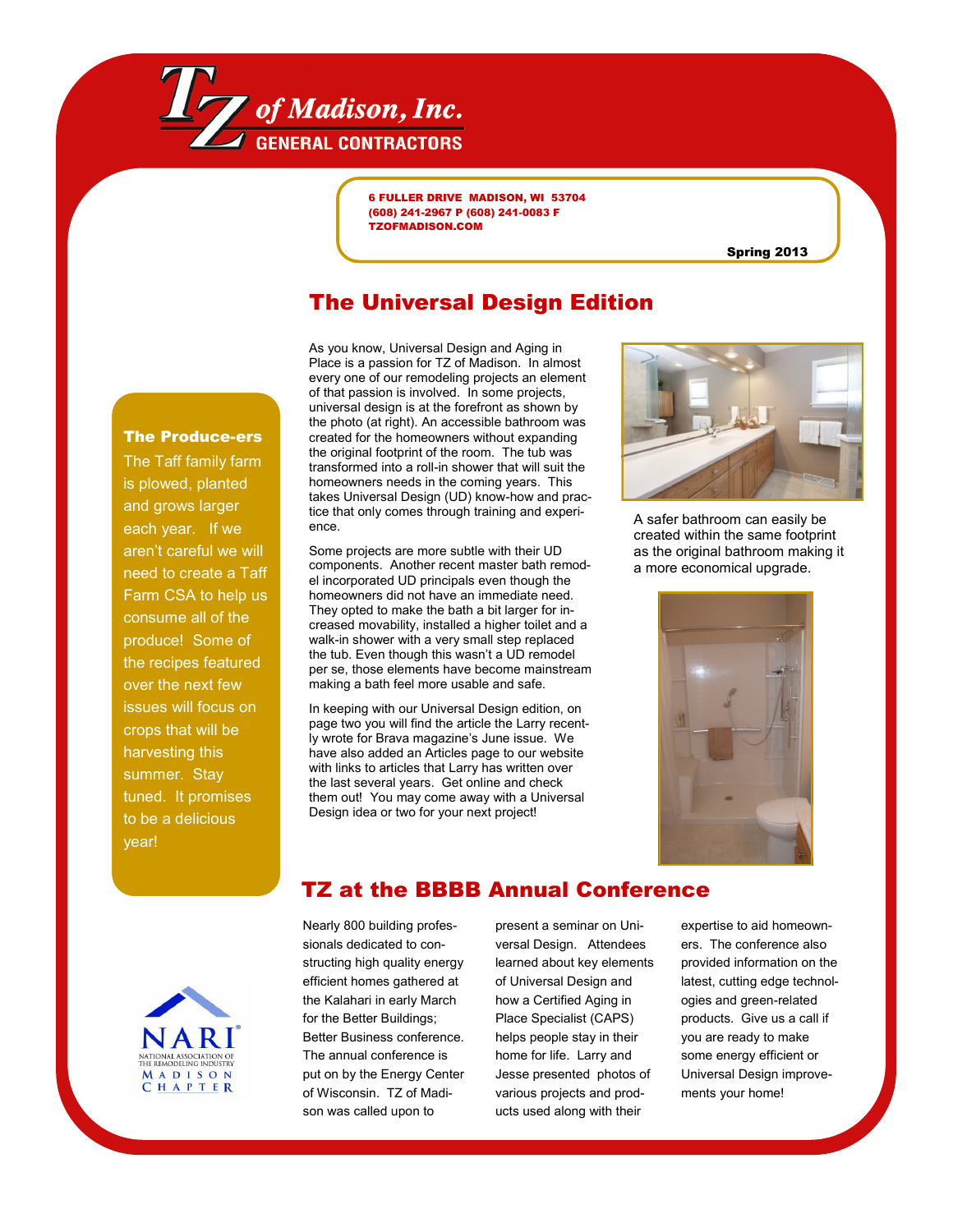# TZ of Madison, Inc.

GENERAL CONTRACTORS

6 FULLER DRIVE MADISON, WI 53704
(608) 241-2967 P (608) 241-0083 F
TZOFMADISON.COM

Spring 2013

## The Universal Design Edition

As you know, Universal Design and Aging in Place is a passion for TZ of Madison. In almost every one of our remodeling projects an element of that passion is involved. In some projects, universal design is at the forefront as shown by the photo (at right). An accessible bathroom was created for the homeowners without expanding the original footprint of the room. The tub was transformed into a roll-in shower that will suit the homeowners needs in the coming years. This takes Universal Design (UD) know-how and practice that only comes through training and experience.

Some projects are more subtle with their UD components. Another recent master bath remodel incorporated UD principals even though the homeowners did not have an immediate need. They opted to make the bath a bit larger for increased movability, installed a higher toilet and a walk-in shower with a very small step replaced the tub. Even though this wasn't a UD remodel per se, those elements have become mainstream making a bath feel more usable and safe.

In keeping with our Universal Design edition, on page two you will find the article the Larry recently wrote for Brava magazine's June issue. We have also added an Articles page to our website with links to articles that Larry has written over the last several years. Get online and check them out! You may come away with a Universal Design idea or two for your next project!

A safer bathroom can easily be created within the same footprint as the original bathroom making it a more economical upgrade.

### The Produce-ers

The Taff family farm is plowed, planted and grows larger each year. If we aren't careful we will need to create a Taff Farm CSA to help us consume all of the produce! Some of the recipes featured over the next few issues will focus on crops that will be harvesting this summer. Stay tuned. It promises to be a delicious year!

## TZ at the BBBB Annual Conference

Nearly 800 building professionals dedicated to constructing high quality energy efficient homes gathered at the Kalahari in early March for the Better Buildings; Better Business conference. The annual conference is put on by the Energy Center of Wisconsin. TZ of Madison was called upon to present a seminar on Universal Design. Attendees learned about key elements of Universal Design and how a Certified Aging in Place Specialist (CAPS) helps people stay in their home for life. Larry and Jesse presented photos of various projects and products used along with their expertise to aid homeowners. The conference also provided information on the latest, cutting edge technologies and green-related products. Give us a call if you are ready to make some energy efficient or Universal Design improvements your home!

NARI® NATIONAL ASSOCIATION OF THE REMODELING INDUSTRY MADISON CHAPTER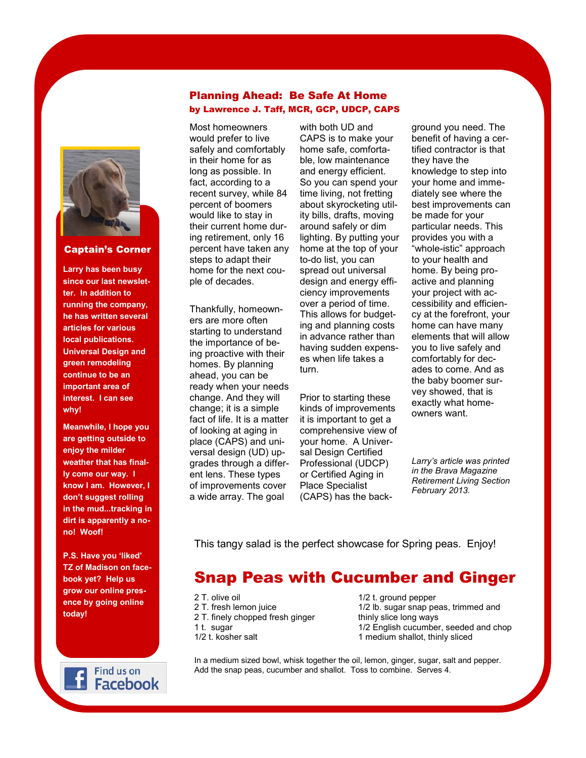## Planning Ahead: Be Safe At Home

### by Lawrence J. Taff, MCR, GCP, UDCP, CAPS

Most homeowners would prefer to live safely and comfortably in their home for as long as possible. In fact, according to a recent survey, while 84 percent of boomers would like to stay in their current home during retirement, only 16 percent have taken any steps to adapt their home for the next couple of decades.

Thankfully, homeowners are more often starting to understand the importance of being proactive with their homes. By planning ahead, you can be ready when your needs change. And they will change; it is a simple fact of life. It is a matter of looking at aging in place (CAPS) and universal design (UD) upgrades through a different lens. These types of improvements cover a wide array. The goal with both UD and CAPS is to make your home safe, comfortable, low maintenance and energy efficient. So you can spend your time living, not fretting about skyrocketing utility bills, drafts, moving around safely or dim lighting. By putting your home at the top of your to-do list, you can spread out universal design and energy efficiency improvements over a period of time. This allows for budgeting and planning costs in advance rather than having sudden expenses when life takes a turn.

Prior to starting these kinds of improvements it is important to get a comprehensive view of your home. A Universal Design Certified Professional (UDCP) or Certified Aging in Place Specialist (CAPS) has the background you need. The benefit of having a certified contractor is that they have the knowledge to step into your home and immediately see where the best improvements can be made for your particular needs. This provides you with a "whole-istic" approach to your health and home. By being proactive and planning your project with accessibility and efficiency at the forefront, your home can have many elements that will allow you to live safely and comfortably for decades to come. And as the baby boomer survey showed, that is exactly what homeowners want.

*Larry's article was printed in the Brava Magazine Retirement Living Section February 2013.*

### Captain's Corner

**Larry has been busy since our last newsletter. In addition to running the company, he has written several articles for various local publications. Universal Design and green remodeling continue to be an important area of interest. I can see why!**

**Meanwhile, I hope you are getting outside to enjoy the milder weather that has finally come our way. I know I am. However, I don't suggest rolling in the mud...tracking in dirt is apparently a no-no! Woof!**

**P.S. Have you 'liked' TZ of Madison on facebook yet? Help us grow our online presence by going online today!**

Find us on Facebook

This tangy salad is the perfect showcase for Spring peas. Enjoy!

## Snap Peas with Cucumber and Ginger

2 T. olive oil
2 T. fresh lemon juice
2 T. finely chopped fresh ginger
1 t. sugar
1/2 t. kosher salt
1/2 t. ground pepper
1/2 lb. sugar snap peas, trimmed and thinly slice long ways
1/2 English cucumber, seeded and chop
1 medium shallot, thinly sliced

In a medium sized bowl, whisk together the oil, lemon, ginger, sugar, salt and pepper. Add the snap peas, cucumber and shallot. Toss to combine. Serves 4.